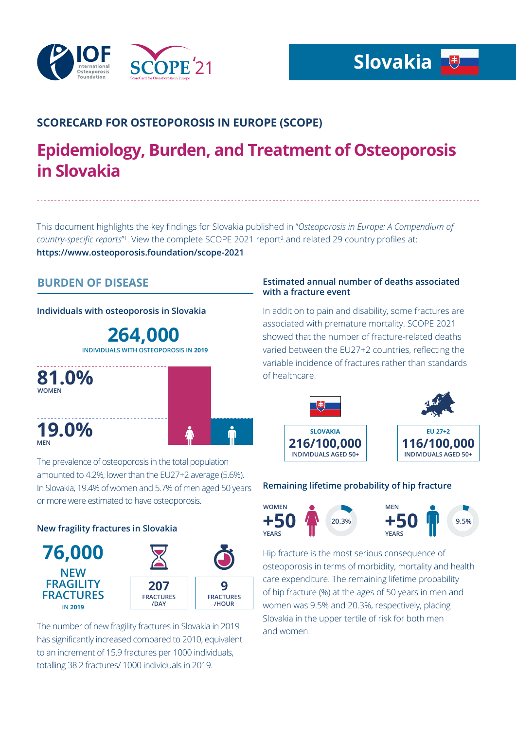IOF International Osteoporosis Foundation

SCOPE '21 ScoreCard for OsteoPorosis in Europe

# Slovakia

## SCORECARD FOR OSTEOPOROSIS IN EUROPE (SCOPE)

# Epidemiology, Burden, and Treatment of Osteoporosis in Slovakia

This document highlights the key findings for Slovakia published in "*Osteoporosis in Europe: A Compendium of country-specific reports*"[1]. View the complete SCOPE 2021 report[2] and related 29 country profiles at:
**https://www.osteoporosis.foundation/scope-2021**

## BURDEN OF DISEASE

### Individuals with osteoporosis in Slovakia

**264,000**
INDIVIDUALS WITH OSTEOPOROSIS IN 2019

**81.0%** WOMEN

**19.0%** MEN

The prevalence of osteoporosis in the total population amounted to 4.2%, lower than the EU27+2 average (5.6%). In Slovakia, 19.4% of women and 5.7% of men aged 50 years or more were estimated to have osteoporosis.

### New fragility fractures in Slovakia

**76,000**
NEW FRAGILITY FRACTURES
IN 2019

**207** FRACTURES /DAY

**9** FRACTURES /HOUR

The number of new fragility fractures in Slovakia in 2019 has significantly increased compared to 2010, equivalent to an increment of 15.9 fractures per 1000 individuals, totalling 38.2 fractures/ 1000 individuals in 2019.

### Estimated annual number of deaths associated with a fracture event

In addition to pain and disability, some fractures are associated with premature mortality. SCOPE 2021 showed that the number of fracture-related deaths varied between the EU27+2 countries, reflecting the variable incidence of fractures rather than standards of healthcare.

| SLOVAKIA | EU 27+2 |
|---|---|
| **216/100,000** INDIVIDUALS AGED 50+ | **116/100,000** INDIVIDUALS AGED 50+ |

### Remaining lifetime probability of hip fracture

| WOMEN +50 YEARS | MEN +50 YEARS |
|---|---|
| 20.3% | 9.5% |

Hip fracture is the most serious consequence of osteoporosis in terms of morbidity, mortality and health care expenditure. The remaining lifetime probability of hip fracture (%) at the ages of 50 years in men and women was 9.5% and 20.3%, respectively, placing Slovakia in the upper tertile of risk for both men and women.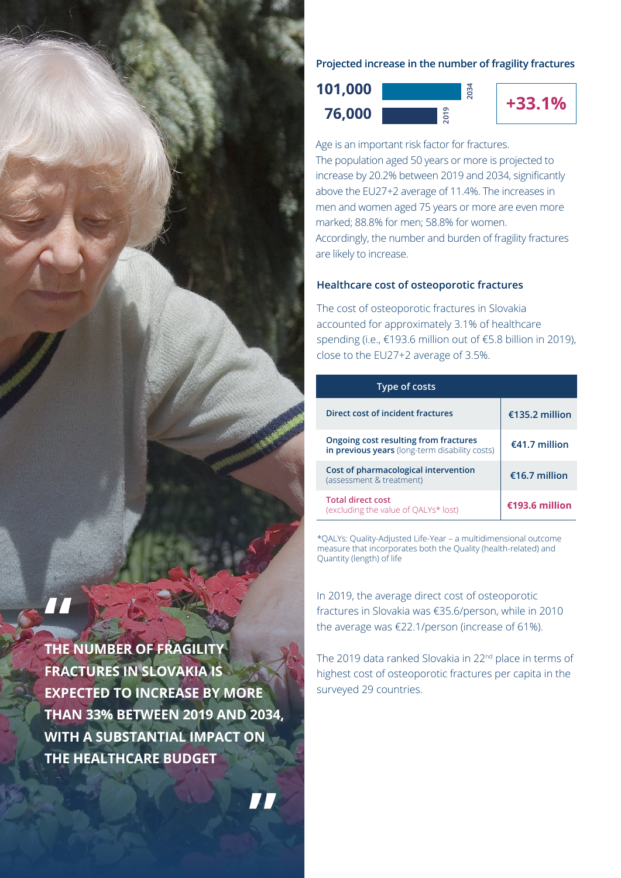> "THE NUMBER OF FRAGILITY FRACTURES IN SLOVAKIA IS EXPECTED TO INCREASE BY MORE THAN 33% BETWEEN 2019 AND 2034, WITH A SUBSTANTIAL IMPACT ON THE HEALTHCARE BUDGET"

## Projected increase in the number of fragility fractures

| Year | Number of fragility fractures |
|---|---|
| 2034 | 101,000 |
| 2019 | 76,000 |

**+33.1%**

Age is an important risk factor for fractures. The population aged 50 years or more is projected to increase by 20.2% between 2019 and 2034, significantly above the EU27+2 average of 11.4%. The increases in men and women aged 75 years or more are even more marked; 88.8% for men; 58.8% for women. Accordingly, the number and burden of fragility fractures are likely to increase.

## Healthcare cost of osteoporotic fractures

The cost of osteoporotic fractures in Slovakia accounted for approximately 3.1% of healthcare spending (i.e., €193.6 million out of €5.8 billion in 2019), close to the EU27+2 average of 3.5%.

| Type of costs | |
|---|---|
| **Direct cost of incident fractures** | €135.2 million |
| **Ongoing cost resulting from fractures in previous years** (long-term disability costs) | €41.7 million |
| **Cost of pharmacological intervention** (assessment & treatment) | €16.7 million |
| **Total direct cost** (excluding the value of QALYs* lost) | €193.6 million |

*QALYs: Quality-Adjusted Life-Year – a multidimensional outcome measure that incorporates both the Quality (health-related) and Quantity (length) of life

In 2019, the average direct cost of osteoporotic fractures in Slovakia was €35.6/person, while in 2010 the average was €22.1/person (increase of 61%).

The 2019 data ranked Slovakia in 22nd place in terms of highest cost of osteoporotic fractures per capita in the surveyed 29 countries.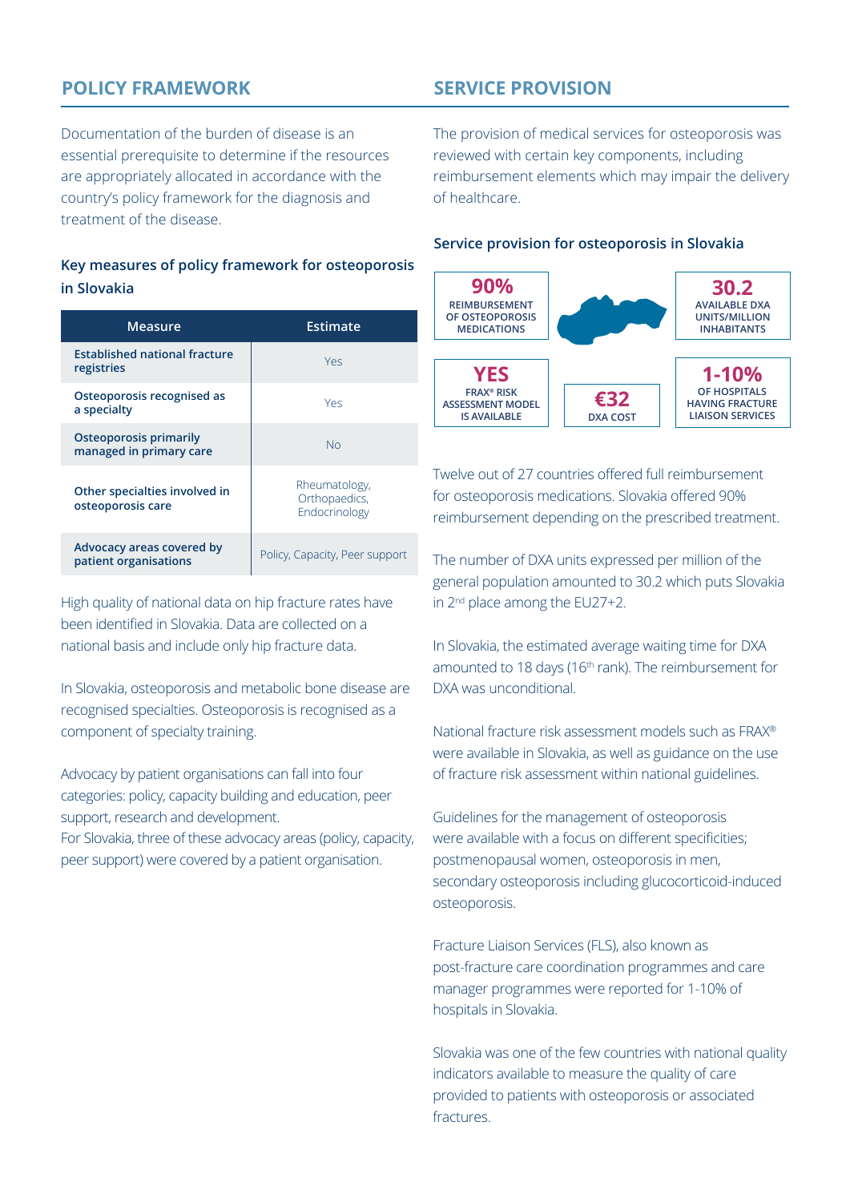## POLICY FRAMEWORK

Documentation of the burden of disease is an essential prerequisite to determine if the resources are appropriately allocated in accordance with the country's policy framework for the diagnosis and treatment of the disease.

### Key measures of policy framework for osteoporosis in Slovakia

| Measure | Estimate |
|---|---|
| **Established national fracture registries** | Yes |
| **Osteoporosis recognised as a specialty** | Yes |
| **Osteoporosis primarily managed in primary care** | No |
| **Other specialties involved in osteoporosis care** | Rheumatology, Orthopaedics, Endocrinology |
| **Advocacy areas covered by patient organisations** | Policy, Capacity, Peer support |

High quality of national data on hip fracture rates have been identified in Slovakia. Data are collected on a national basis and include only hip fracture data.

In Slovakia, osteoporosis and metabolic bone disease are recognised specialties. Osteoporosis is recognised as a component of specialty training.

Advocacy by patient organisations can fall into four categories: policy, capacity building and education, peer support, research and development.
For Slovakia, three of these advocacy areas (policy, capacity, peer support) were covered by a patient organisation.

## SERVICE PROVISION

The provision of medical services for osteoporosis was reviewed with certain key components, including reimbursement elements which may impair the delivery of healthcare.

### Service provision for osteoporosis in Slovakia

- **90%** REIMBURSEMENT OF OSTEOPOROSIS MEDICATIONS
- **30.2** AVAILABLE DXA UNITS/MILLION INHABITANTS
- **YES** FRAX® RISK ASSESSMENT MODEL IS AVAILABLE
- **€32** DXA COST
- **1-10%** OF HOSPITALS HAVING FRACTURE LIAISON SERVICES

Twelve out of 27 countries offered full reimbursement for osteoporosis medications. Slovakia offered 90% reimbursement depending on the prescribed treatment.

The number of DXA units expressed per million of the general population amounted to 30.2 which puts Slovakia in 2nd place among the EU27+2.

In Slovakia, the estimated average waiting time for DXA amounted to 18 days (16th rank). The reimbursement for DXA was unconditional.

National fracture risk assessment models such as FRAX® were available in Slovakia, as well as guidance on the use of fracture risk assessment within national guidelines.

Guidelines for the management of osteoporosis were available with a focus on different specificities; postmenopausal women, osteoporosis in men, secondary osteoporosis including glucocorticoid-induced osteoporosis.

Fracture Liaison Services (FLS), also known as post-fracture care coordination programmes and care manager programmes were reported for 1-10% of hospitals in Slovakia.

Slovakia was one of the few countries with national quality indicators available to measure the quality of care provided to patients with osteoporosis or associated fractures.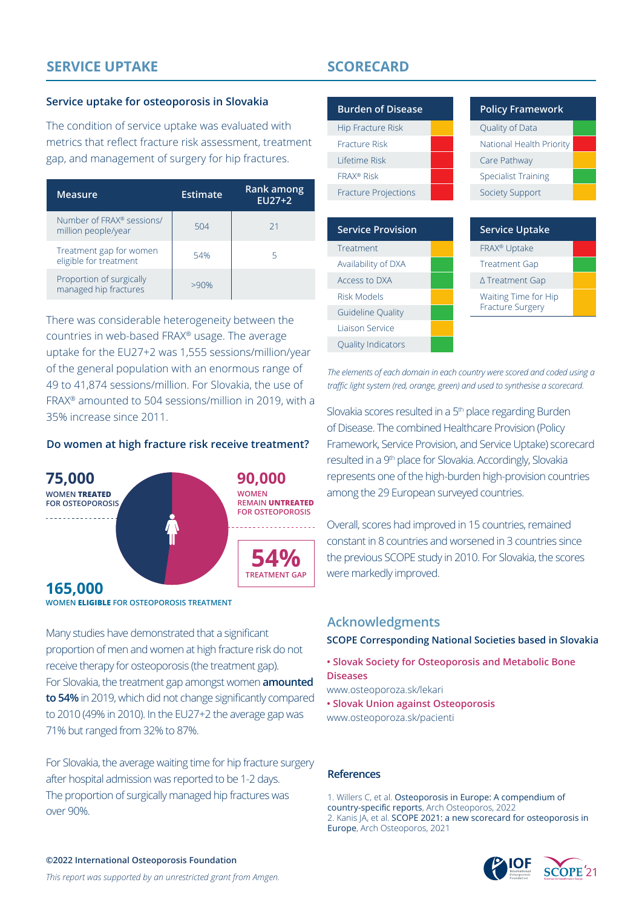## SERVICE UPTAKE

### Service uptake for osteoporosis in Slovakia

The condition of service uptake was evaluated with metrics that reflect fracture risk assessment, treatment gap, and management of surgery for hip fractures.

| Measure | Estimate | Rank among EU27+2 |
|---|---|---|
| Number of FRAX® sessions/ million people/year | 504 | 21 |
| Treatment gap for women eligible for treatment | 54% | 5 |
| Proportion of surgically managed hip fractures | >90% | |

There was considerable heterogeneity between the countries in web-based FRAX® usage. The average uptake for the EU27+2 was 1,555 sessions/million/year of the general population with an enormous range of 49 to 41,874 sessions/million. For Slovakia, the use of FRAX® amounted to 504 sessions/million in 2019, with a 35% increase since 2011.

### Do women at high fracture risk receive treatment?

**75,000**
WOMEN **TREATED** FOR OSTEOPOROSIS

**90,000**
WOMEN REMAIN **UNTREATED** FOR OSTEOPOROSIS

**54%**
TREATMENT GAP

**165,000**
WOMEN **ELIGIBLE** FOR OSTEOPOROSIS TREATMENT

Many studies have demonstrated that a significant proportion of men and women at high fracture risk do not receive therapy for osteoporosis (the treatment gap). For Slovakia, the treatment gap amongst women **amounted to 54%** in 2019, which did not change significantly compared to 2010 (49% in 2010). In the EU27+2 the average gap was 71% but ranged from 32% to 87%.

For Slovakia, the average waiting time for hip fracture surgery after hospital admission was reported to be 1-2 days. The proportion of surgically managed hip fractures was over 90%.

## SCORECARD

| Burden of Disease | |
|---|---|
| Hip Fracture Risk | orange |
| Fracture Risk | red |
| Lifetime Risk | red |
| FRAX® Risk | red |
| Fracture Projections | red |

| Policy Framework | |
|---|---|
| Quality of Data | green |
| National Health Priority | red |
| Care Pathway | orange |
| Specialist Training | green |
| Society Support | orange |

| Service Provision | |
|---|---|
| Treatment | orange |
| Availability of DXA | green |
| Access to DXA | green |
| Risk Models | orange |
| Guideline Quality | green |
| Liaison Service | orange |
| Quality Indicators | green |

| Service Uptake | |
|---|---|
| FRAX® Uptake | red |
| Treatment Gap | green |
| Δ Treatment Gap | orange |
| Waiting Time for Hip Fracture Surgery | orange |

*The elements of each domain in each country were scored and coded using a traffic light system (red, orange, green) and used to synthesise a scorecard.*

Slovakia scores resulted in a 5th place regarding Burden of Disease. The combined Healthcare Provision (Policy Framework, Service Provision, and Service Uptake) scorecard resulted in a 9th place for Slovakia. Accordingly, Slovakia represents one of the high-burden high-provision countries among the 29 European surveyed countries.

Overall, scores had improved in 15 countries, remained constant in 8 countries and worsened in 3 countries since the previous SCOPE study in 2010. For Slovakia, the scores were markedly improved.

## Acknowledgments

**SCOPE Corresponding National Societies based in Slovakia**

- **Slovak Society for Osteoporosis and Metabolic Bone Diseases**
  www.osteoporoza.sk/lekari
- **Slovak Union against Osteoporosis**
  www.osteoporoza.sk/pacienti

### References

1. Willers C, et al. Osteoporosis in Europe: A compendium of country-specific reports, Arch Osteoporos, 2022
2. Kanis JA, et al. SCOPE 2021: a new scorecard for osteoporosis in Europe, Arch Osteoporos, 2021

**©2022 International Osteoporosis Foundation**

*This report was supported by an unrestricted grant from Amgen.*